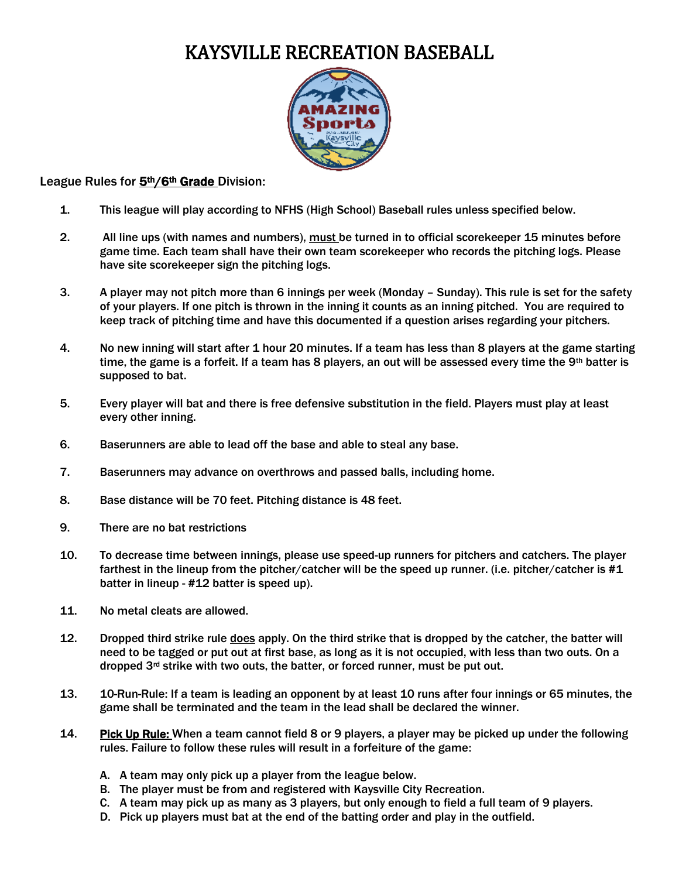# KAYSVILLE RECREATION BASEBALL

League Rules for **5th/6th Grade** Division:

1. This league will play according to NFHS (High School) Baseball rules unless specified below.

2. All line ups (with names and numbers), must be turned in to official scorekeeper 15 minutes before game time. Each team shall have their own team scorekeeper who records the pitching logs. Please have site scorekeeper sign the pitching logs.

3. A player may not pitch more than 6 innings per week (Monday – Sunday). This rule is set for the safety of your players. If one pitch is thrown in the inning it counts as an inning pitched. You are required to keep track of pitching time and have this documented if a question arises regarding your pitchers.

4. No new inning will start after 1 hour 20 minutes. If a team has less than 8 players at the game starting time, the game is a forfeit. If a team has 8 players, an out will be assessed every time the 9th batter is supposed to bat.

5. Every player will bat and there is free defensive substitution in the field. Players must play at least every other inning.

6. Baserunners are able to lead off the base and able to steal any base.

7. Baserunners may advance on overthrows and passed balls, including home.

8. Base distance will be 70 feet. Pitching distance is 48 feet.

9. There are no bat restrictions

10. To decrease time between innings, please use speed-up runners for pitchers and catchers. The player farthest in the lineup from the pitcher/catcher will be the speed up runner. (i.e. pitcher/catcher is #1 batter in lineup - #12 batter is speed up).

11. No metal cleats are allowed.

12. Dropped third strike rule does apply. On the third strike that is dropped by the catcher, the batter will need to be tagged or put out at first base, as long as it is not occupied, with less than two outs. On a dropped 3rd strike with two outs, the batter, or forced runner, must be put out.

13. 10-Run-Rule: If a team is leading an opponent by at least 10 runs after four innings or 65 minutes, the game shall be terminated and the team in the lead shall be declared the winner.

14. **Pick Up Rule:** When a team cannot field 8 or 9 players, a player may be picked up under the following rules. Failure to follow these rules will result in a forfeiture of the game:

    A. A team may only pick up a player from the league below.
    B. The player must be from and registered with Kaysville City Recreation.
    C. A team may pick up as many as 3 players, but only enough to field a full team of 9 players.
    D. Pick up players must bat at the end of the batting order and play in the outfield.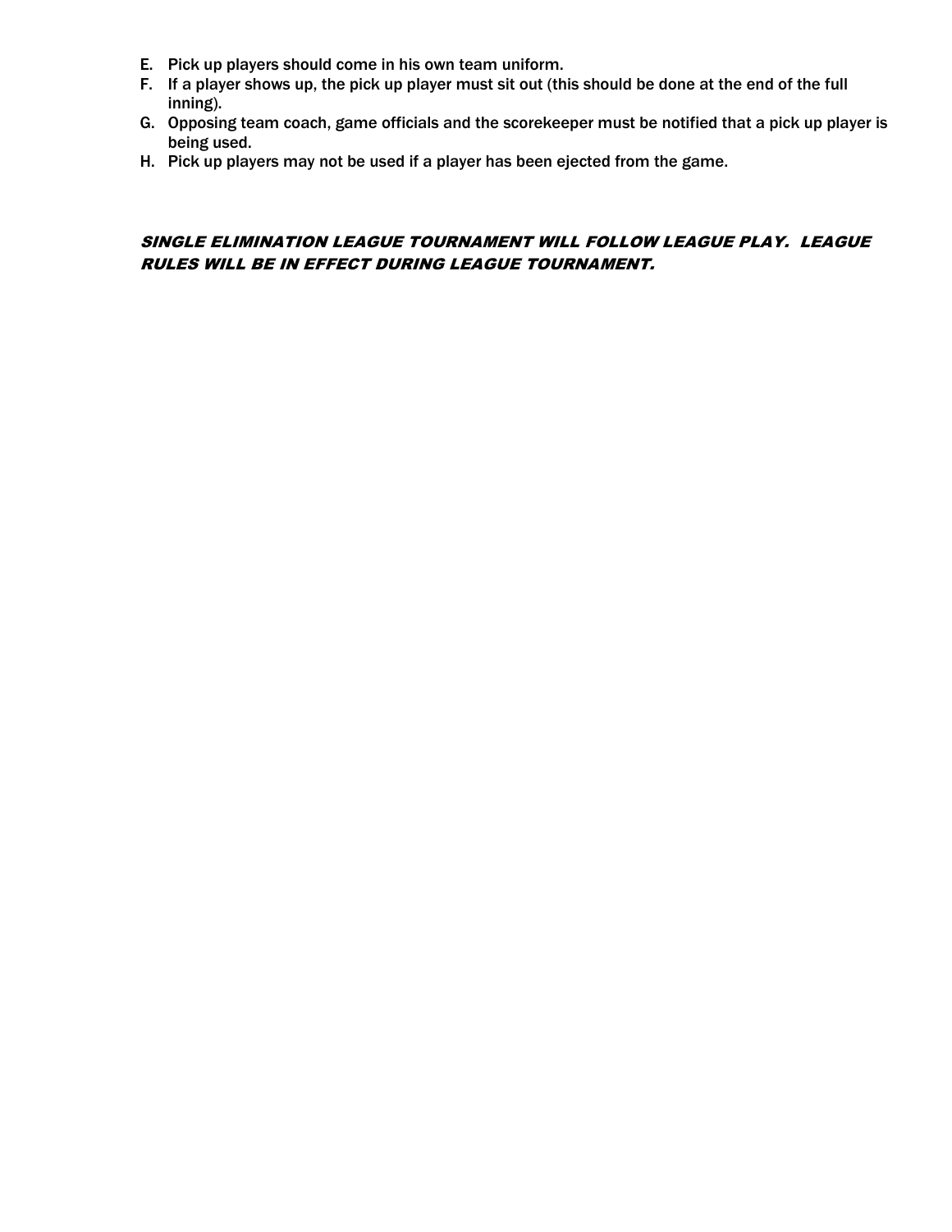E. Pick up players should come in his own team uniform.
F. If a player shows up, the pick up player must sit out (this should be done at the end of the full inning).
G. Opposing team coach, game officials and the scorekeeper must be notified that a pick up player is being used.
H. Pick up players may not be used if a player has been ejected from the game.

***SINGLE ELIMINATION LEAGUE TOURNAMENT WILL FOLLOW LEAGUE PLAY. LEAGUE RULES WILL BE IN EFFECT DURING LEAGUE TOURNAMENT.***